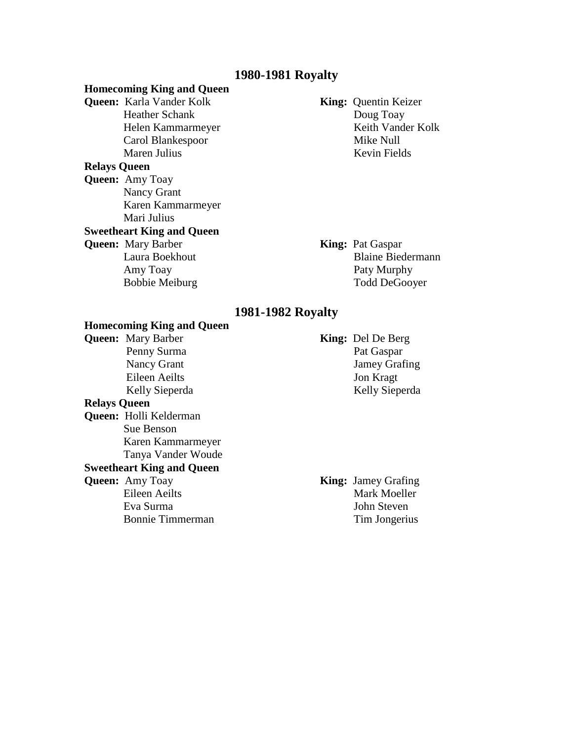# 1980-1981 Royalty

**Homecoming King and Queen**

| Queen | King |
|---|---|
| **Queen:** Karla Vander Kolk | **King:** Quentin Keizer |
| Heather Schank | Doug Toay |
| Helen Kammarmeyer | Keith Vander Kolk |
| Carol Blankespoor | Mike Null |
| Maren Julius | Kevin Fields |

**Relays Queen**

**Queen:** Amy Toay
Nancy Grant
Karen Kammarmeyer
Mari Julius

**Sweetheart King and Queen**

| Queen | King |
|---|---|
| **Queen:** Mary Barber | **King:** Pat Gaspar |
| Laura Boekhout | Blaine Biedermann |
| Amy Toay | Paty Murphy |
| Bobbie Meiburg | Todd DeGooyer |

# 1981-1982 Royalty

**Homecoming King and Queen**

| Queen | King |
|---|---|
| **Queen:** Mary Barber | **King:** Del De Berg |
| Penny Surma | Pat Gaspar |
| Nancy Grant | Jamey Grafing |
| Eileen Aeilts | Jon Kragt |
| Kelly Sieperda | Kelly Sieperda |

**Relays Queen**

**Queen:** Holli Kelderman
Sue Benson
Karen Kammarmeyer
Tanya Vander Woude

**Sweetheart King and Queen**

| Queen | King |
|---|---|
| **Queen:** Amy Toay | **King:** Jamey Grafing |
| Eileen Aeilts | Mark Moeller |
| Eva Surma | John Steven |
| Bonnie Timmerman | Tim Jongerius |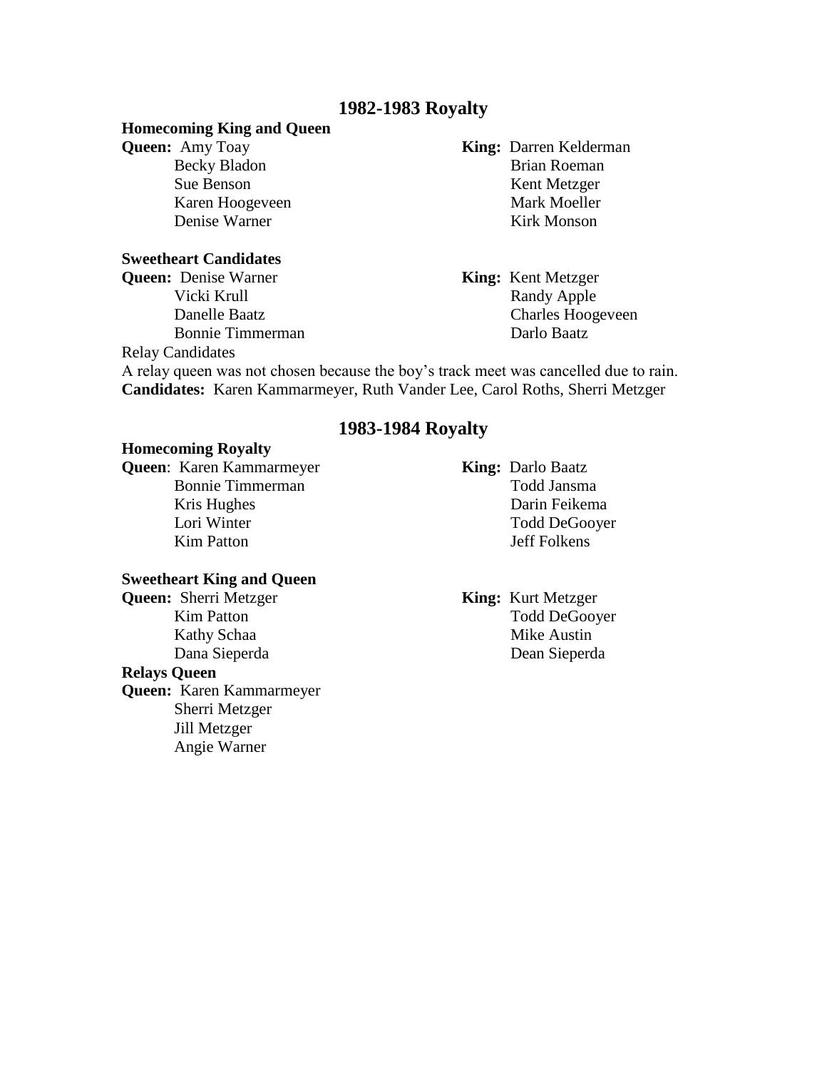## 1982-1983 Royalty

**Homecoming King and Queen**

| Queen | King |
|---|---|
| **Queen:** Amy Toay | **King:** Darren Kelderman |
| Becky Bladon | Brian Roeman |
| Sue Benson | Kent Metzger |
| Karen Hoogeveen | Mark Moeller |
| Denise Warner | Kirk Monson |

**Sweetheart Candidates**

| Queen | King |
|---|---|
| **Queen:** Denise Warner | **King:** Kent Metzger |
| Vicki Krull | Randy Apple |
| Danelle Baatz | Charles Hoogeveen |
| Bonnie Timmerman | Darlo Baatz |

Relay Candidates

A relay queen was not chosen because the boy's track meet was cancelled due to rain.

**Candidates:** Karen Kammarmeyer, Ruth Vander Lee, Carol Roths, Sherri Metzger

## 1983-1984 Royalty

**Homecoming Royalty**

| Queen | King |
|---|---|
| **Queen**: Karen Kammarmeyer | **King:** Darlo Baatz |
| Bonnie Timmerman | Todd Jansma |
| Kris Hughes | Darin Feikema |
| Lori Winter | Todd DeGooyer |
| Kim Patton | Jeff Folkens |

**Sweetheart King and Queen**

| Queen | King |
|---|---|
| **Queen:** Sherri Metzger | **King:** Kurt Metzger |
| Kim Patton | Todd DeGooyer |
| Kathy Schaa | Mike Austin |
| Dana Sieperda | Dean Sieperda |

**Relays Queen**

**Queen:** Karen Kammarmeyer
Sherri Metzger
Jill Metzger
Angie Warner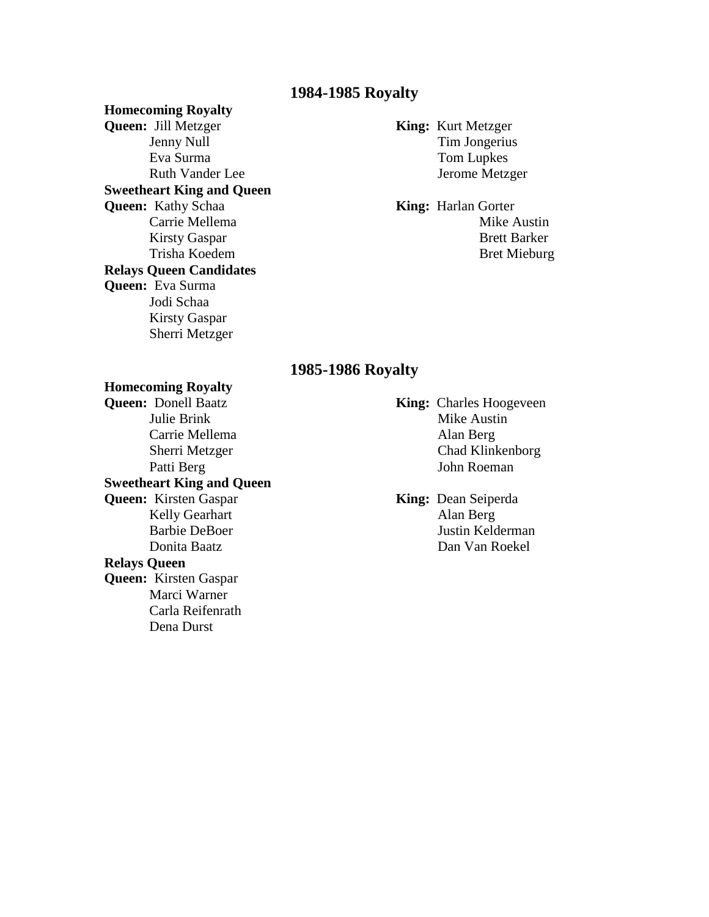## 1984-1985 Royalty

**Homecoming Royalty**

**Queen:** Jill Metzger
Jenny Null
Eva Surma
Ruth Vander Lee

**King:** Kurt Metzger
Tim Jongerius
Tom Lupkes
Jerome Metzger

**Sweetheart King and Queen**

**Queen:** Kathy Schaa
Carrie Mellema
Kirsty Gaspar
Trisha Koedem

**King:** Harlan Gorter
Mike Austin
Brett Barker
Bret Mieburg

**Relays Queen Candidates**

**Queen:** Eva Surma
Jodi Schaa
Kirsty Gaspar
Sherri Metzger

## 1985-1986 Royalty

**Homecoming Royalty**

**Queen:** Donell Baatz
Julie Brink
Carrie Mellema
Sherri Metzger
Patti Berg

**King:** Charles Hoogeveen
Mike Austin
Alan Berg
Chad Klinkenborg
John Roeman

**Sweetheart King and Queen**

**Queen:** Kirsten Gaspar
Kelly Gearhart
Barbie DeBoer
Donita Baatz

**King:** Dean Seiperda
Alan Berg
Justin Kelderman
Dan Van Roekel

**Relays Queen**

**Queen:** Kirsten Gaspar
Marci Warner
Carla Reifenrath
Dena Durst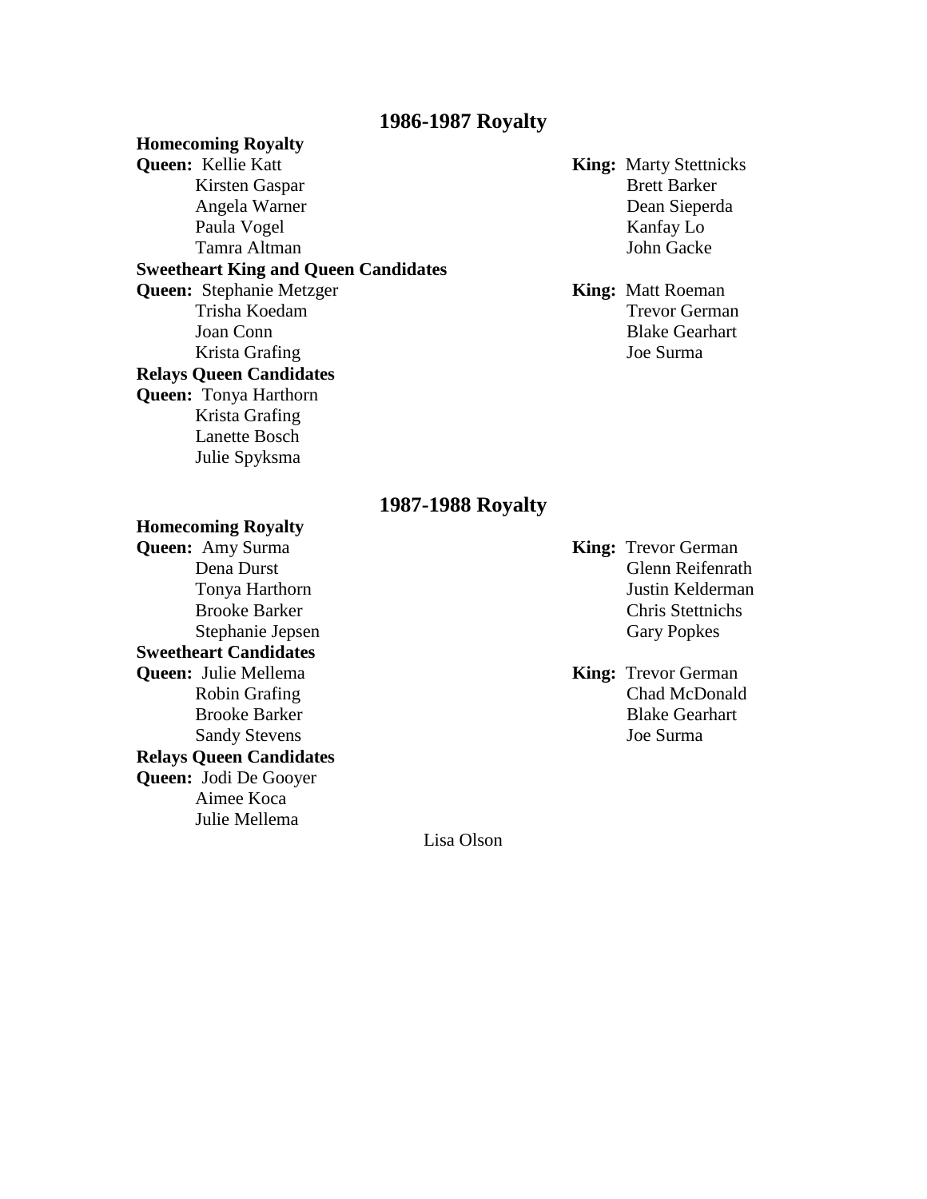## 1986-1987 Royalty

**Homecoming Royalty**

**Queen:** Kellie Katt
Kirsten Gaspar
Angela Warner
Paula Vogel
Tamra Altman

**King:** Marty Stettnicks
Brett Barker
Dean Sieperda
Kanfay Lo
John Gacke

**Sweetheart King and Queen Candidates**

**Queen:** Stephanie Metzger
Trisha Koedam
Joan Conn
Krista Grafing

**King:** Matt Roeman
Trevor German
Blake Gearhart
Joe Surma

**Relays Queen Candidates**

**Queen:** Tonya Harthorn
Krista Grafing
Lanette Bosch
Julie Spyksma

## 1987-1988 Royalty

**Homecoming Royalty**

**Queen:** Amy Surma
Dena Durst
Tonya Harthorn
Brooke Barker
Stephanie Jepsen

**King:** Trevor German
Glenn Reifenrath
Justin Kelderman
Chris Stettnichs
Gary Popkes

**Sweetheart Candidates**

**Queen:** Julie Mellema
Robin Grafing
Brooke Barker
Sandy Stevens

**King:** Trevor German
Chad McDonald
Blake Gearhart
Joe Surma

**Relays Queen Candidates**

**Queen:** Jodi De Gooyer
Aimee Koca
Julie Mellema
Lisa Olson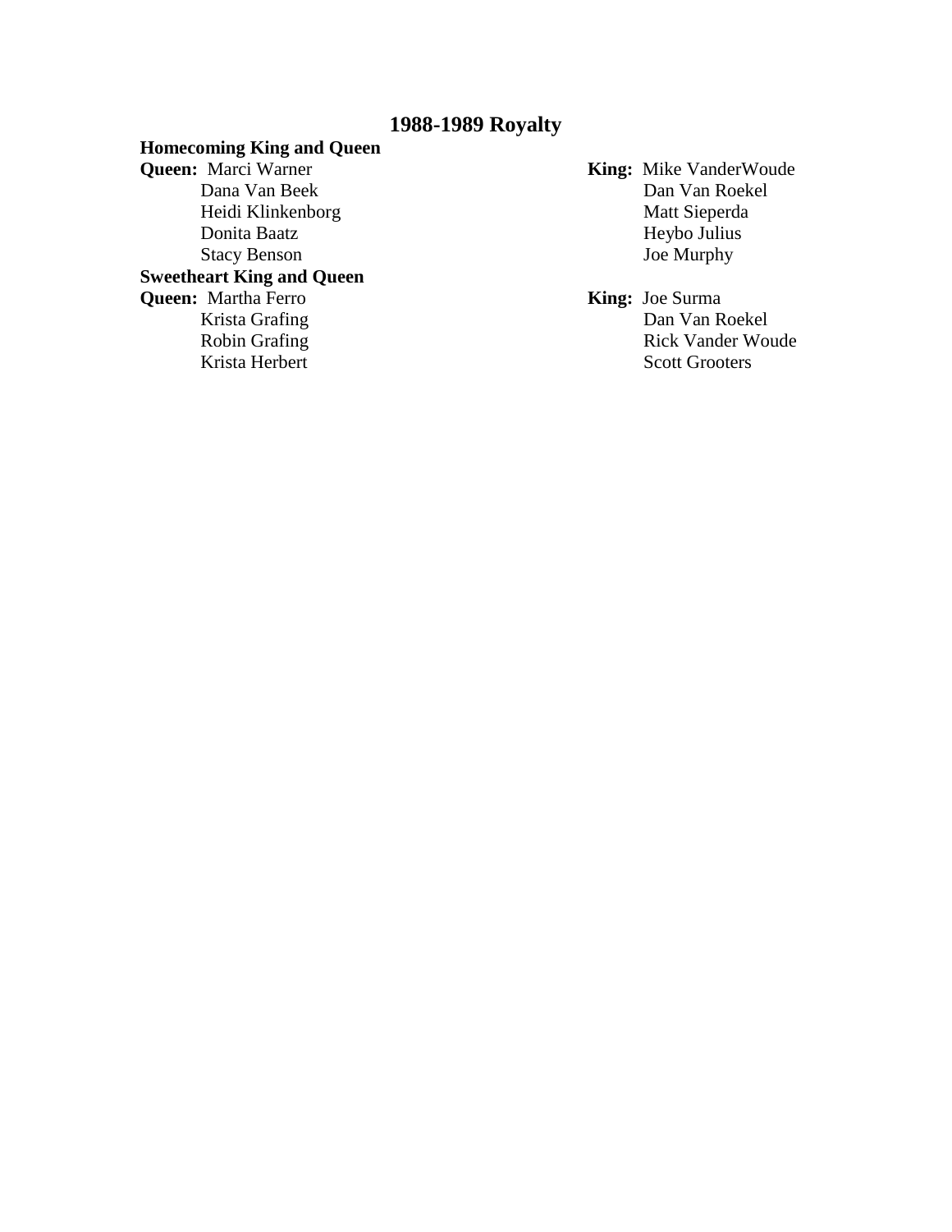# 1988-1989 Royalty

**Homecoming King and Queen**

**Queen:** Marci Warner
Dana Van Beek
Heidi Klinkenborg
Donita Baatz
Stacy Benson

**King:** Mike VanderWoude
Dan Van Roekel
Matt Sieperda
Heybo Julius
Joe Murphy

**Sweetheart King and Queen**

**Queen:** Martha Ferro
Krista Grafing
Robin Grafing
Krista Herbert

**King:** Joe Surma
Dan Van Roekel
Rick Vander Woude
Scott Grooters